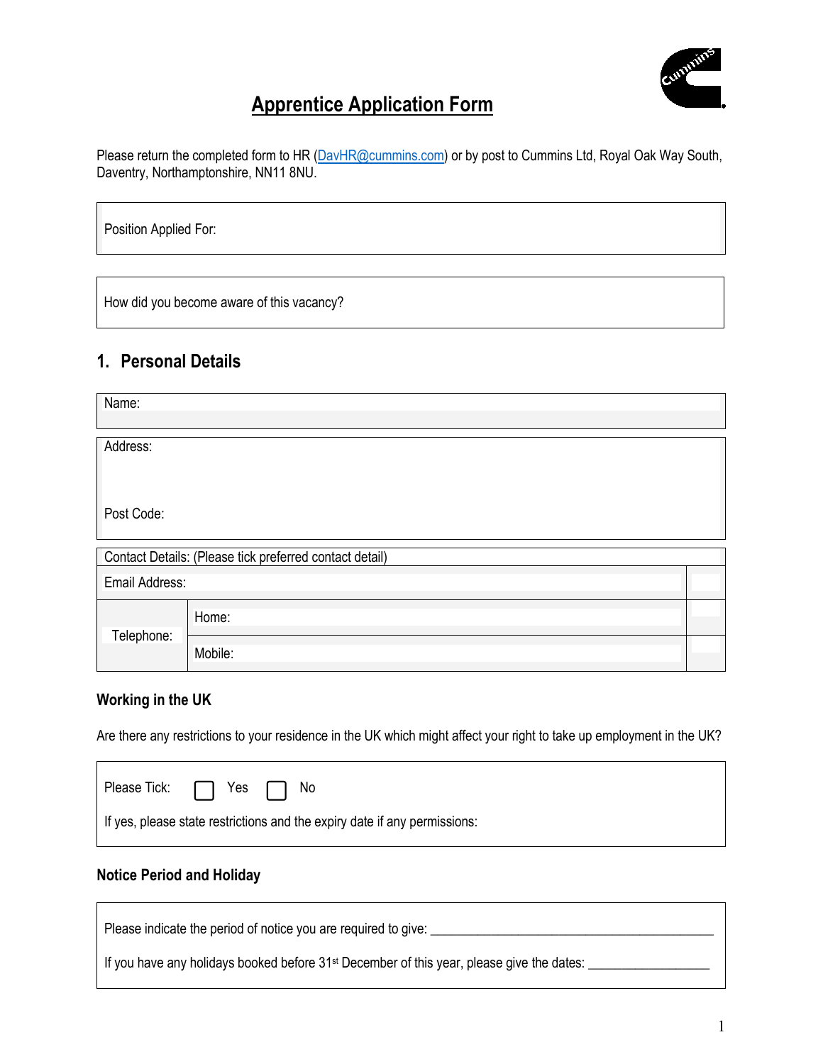# Apprentice Application Form

Please return the completed form to HR (DavHR@cummins.com) or by post to Cummins Ltd, Royal Oak Way South, Daventry, Northamptonshire, NN11 8NU.

| Position Applied For: |
|---|

| How did you become aware of this vacancy? |
|---|

## 1. Personal Details

| Name: |
|---|

| Address:<br><br>Post Code: |
|---|

| Contact Details: (Please tick preferred contact detail) | | |
|---|---|---|
| Email Address: | | |
| Telephone: | Home: | |
| | Mobile: | |

### Working in the UK

Are there any restrictions to your residence in the UK which might affect your right to take up employment in the UK?

Please Tick: ☐ Yes ☐ No

If yes, please state restrictions and the expiry date if any permissions:

### Notice Period and Holiday

Please indicate the period of notice you are required to give: ____________________________________________

If you have any holidays booked before 31st December of this year, please give the dates: __________________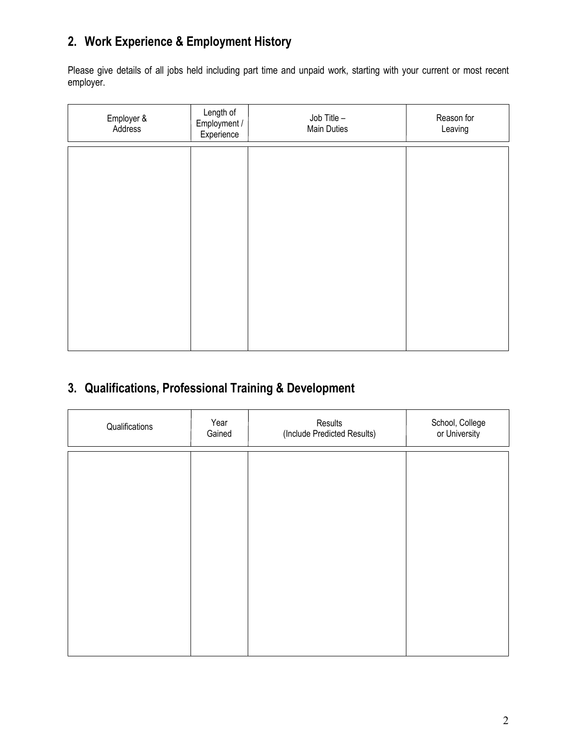## 2. Work Experience & Employment History

Please give details of all jobs held including part time and unpaid work, starting with your current or most recent employer.

| Employer & Address | Length of Employment / Experience | Job Title – Main Duties | Reason for Leaving |
|---|---|---|---|
| | | | |

## 3. Qualifications, Professional Training & Development

| Qualifications | Year Gained | Results (Include Predicted Results) | School, College or University |
|---|---|---|---|
| | | | |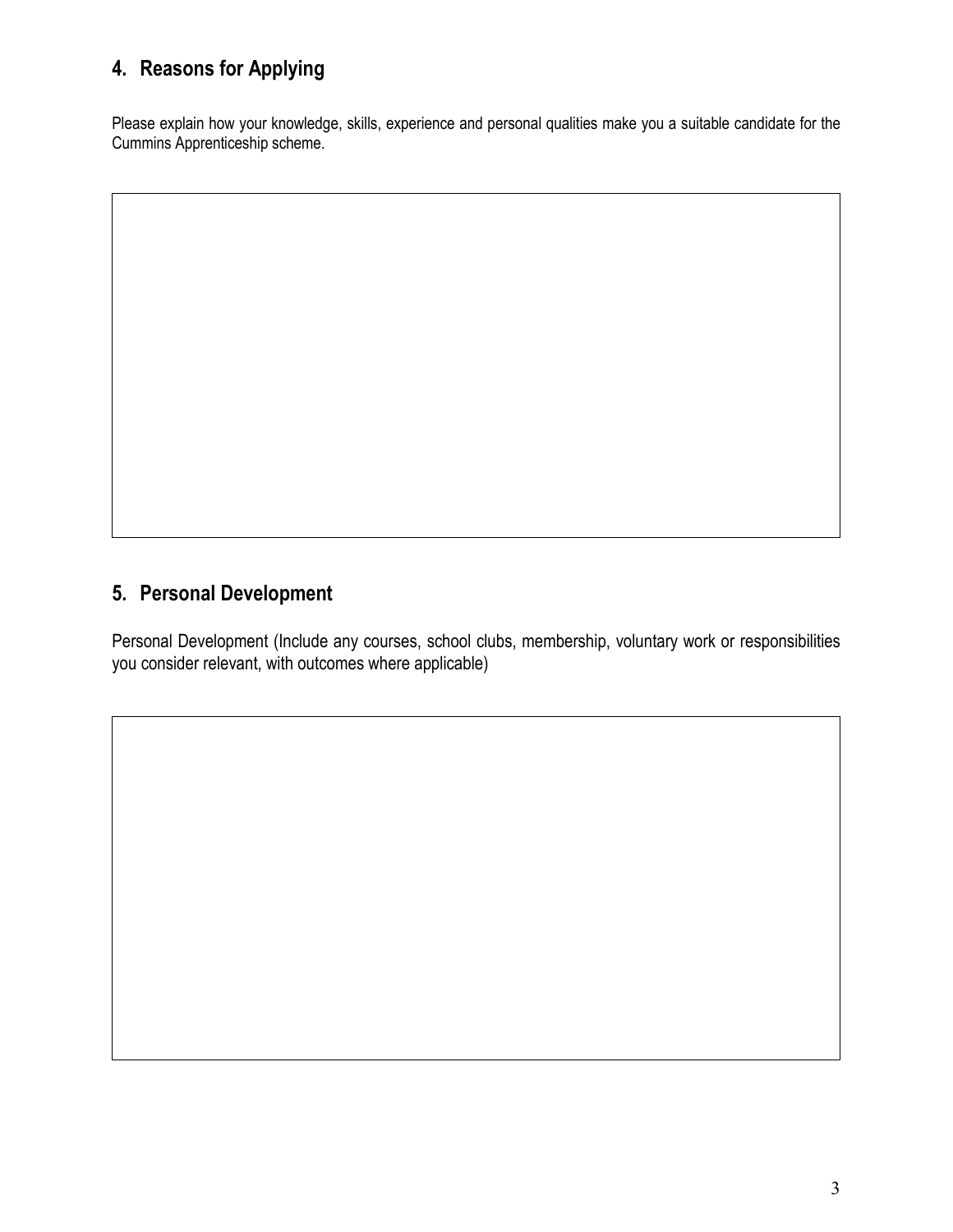## 4. Reasons for Applying

Please explain how your knowledge, skills, experience and personal qualities make you a suitable candidate for the Cummins Apprenticeship scheme.

## 5. Personal Development

Personal Development (Include any courses, school clubs, membership, voluntary work or responsibilities you consider relevant, with outcomes where applicable)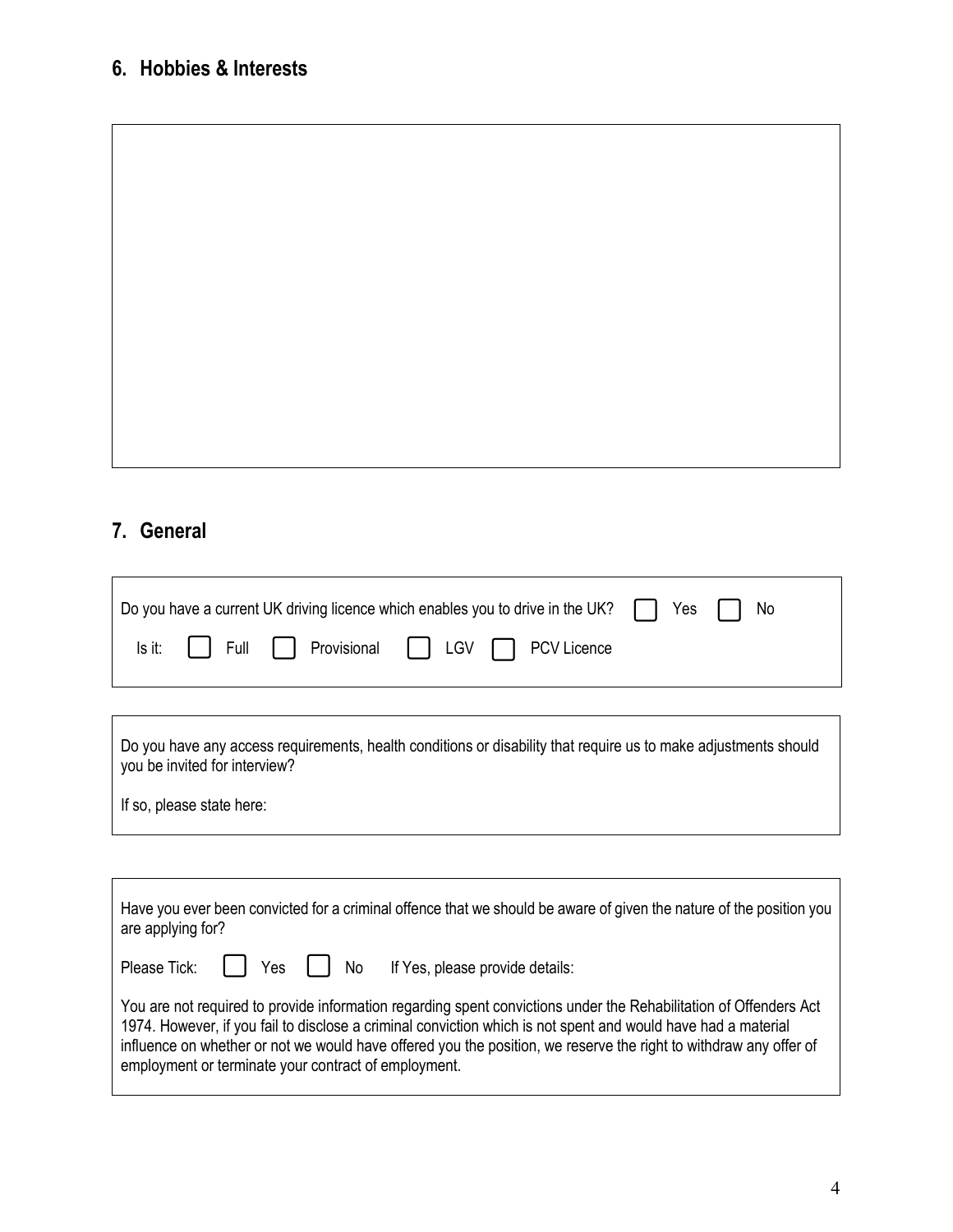## 6. Hobbies & Interests

## 7. General

Do you have a current UK driving licence which enables you to drive in the UK? ☐ Yes ☐ No

Is it: ☐ Full ☐ Provisional ☐ LGV ☐ PCV Licence

Do you have any access requirements, health conditions or disability that require us to make adjustments should you be invited for interview?

If so, please state here:

Have you ever been convicted for a criminal offence that we should be aware of given the nature of the position you are applying for?

Please Tick: ☐ Yes ☐ No If Yes, please provide details:

You are not required to provide information regarding spent convictions under the Rehabilitation of Offenders Act 1974. However, if you fail to disclose a criminal conviction which is not spent and would have had a material influence on whether or not we would have offered you the position, we reserve the right to withdraw any offer of employment or terminate your contract of employment.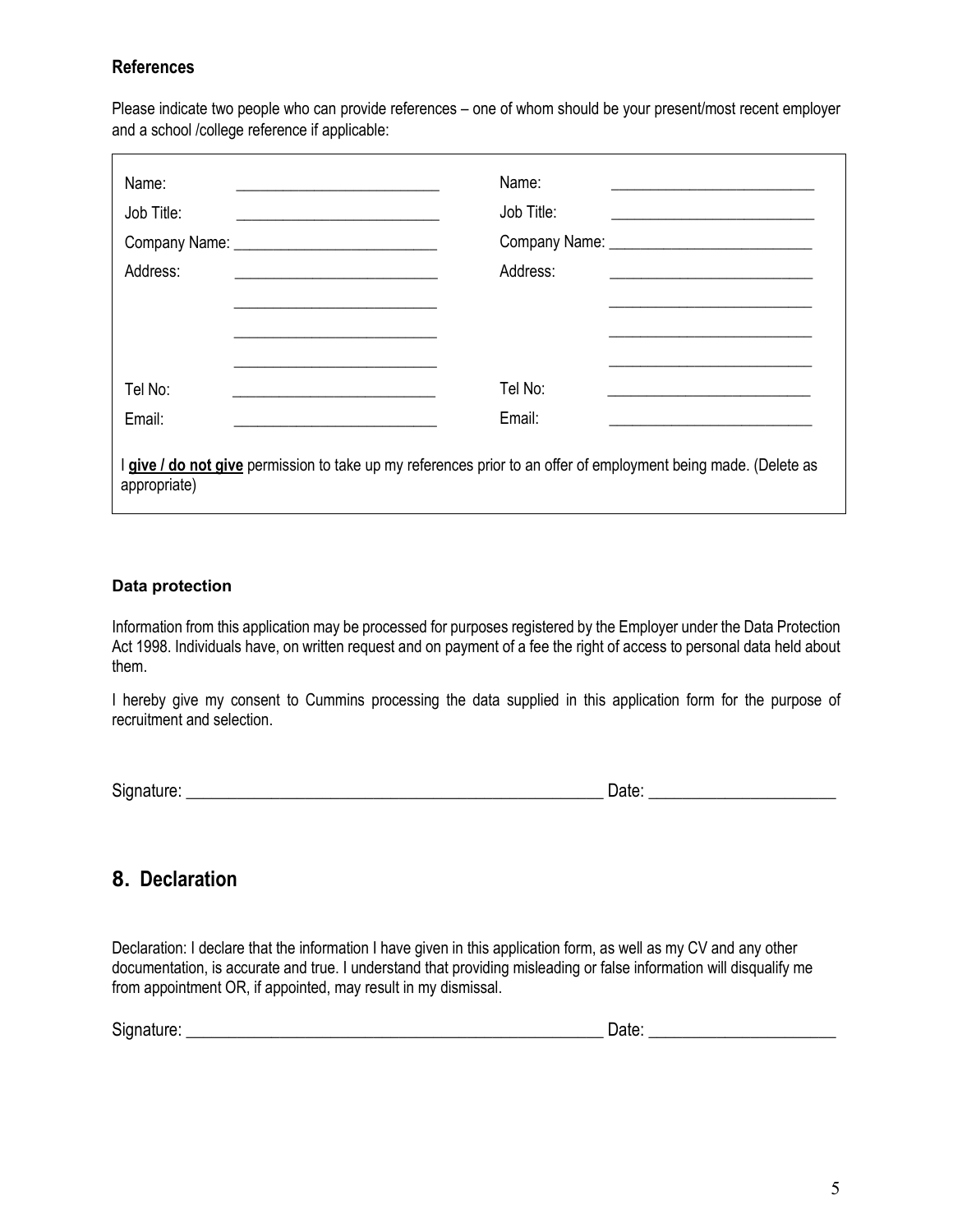### References

Please indicate two people who can provide references – one of whom should be your present/most recent employer and a school /college reference if applicable:

| | | | |
|---|---|---|---|
| Name: | ____________________ | Name: | ____________________ |
| Job Title: | ____________________ | Job Title: | ____________________ |
| Company Name: | ____________________ | Company Name: | ____________________ |
| Address: | ____________________ | Address: | ____________________ |
| | ____________________ | | ____________________ |
| | ____________________ | | ____________________ |
| | ____________________ | | ____________________ |
| Tel No: | ____________________ | Tel No: | ____________________ |
| Email: | ____________________ | Email: | ____________________ |

I **give / do not give** permission to take up my references prior to an offer of employment being made. (Delete as appropriate)

### Data protection

Information from this application may be processed for purposes registered by the Employer under the Data Protection Act 1998. Individuals have, on written request and on payment of a fee the right of access to personal data held about them.

I hereby give my consent to Cummins processing the data supplied in this application form for the purpose of recruitment and selection.

Signature: ________________________________________ Date: ____________________

## 8. Declaration

Declaration: I declare that the information I have given in this application form, as well as my CV and any other documentation, is accurate and true. I understand that providing misleading or false information will disqualify me from appointment OR, if appointed, may result in my dismissal.

Signature: ________________________________________ Date: ____________________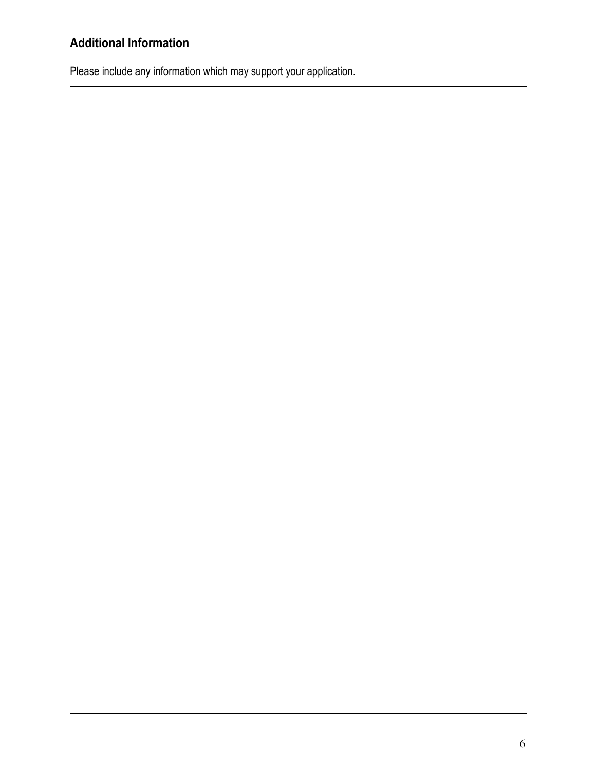## Additional Information

Please include any information which may support your application.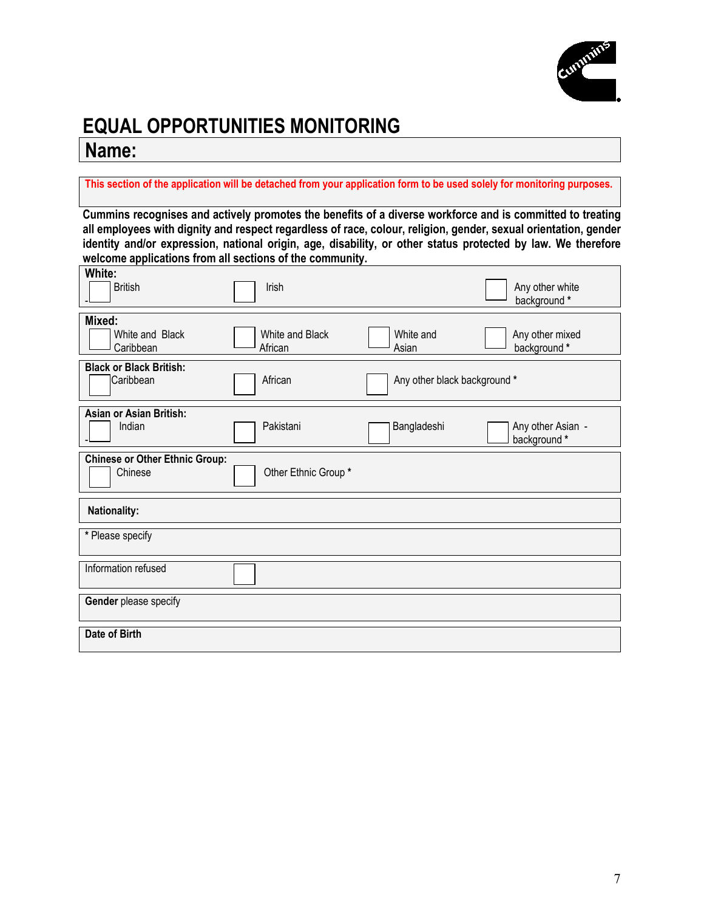# EQUAL OPPORTUNITIES MONITORING

**Name:**

This section of the application will be detached from your application form to be used solely for monitoring purposes.

**Cummins recognises and actively promotes the benefits of a diverse workforce and is committed to treating all employees with dignity and respect regardless of race, colour, religion, gender, sexual orientation, gender identity and/or expression, national origin, age, disability, or other status protected by law. We therefore welcome applications from all sections of the community.**

**White:**

- ☐ British
- ☐ Irish
- ☐ Any other white background *

**Mixed:**

- ☐ White and Black Caribbean
- ☐ White and Black African
- ☐ White and Asian
- ☐ Any other mixed background *

**Black or Black British:**

- ☐ Caribbean
- ☐ African
- ☐ Any other black background *

**Asian or Asian British:**

- ☐ Indian
- ☐ Pakistani
- ☐ Bangladeshi
- ☐ Any other Asian - background *

**Chinese or Other Ethnic Group:**

- ☐ Chinese
- ☐ Other Ethnic Group *

**Nationality:**

* Please specify

Information refused ☐

**Gender** please specify

**Date of Birth**